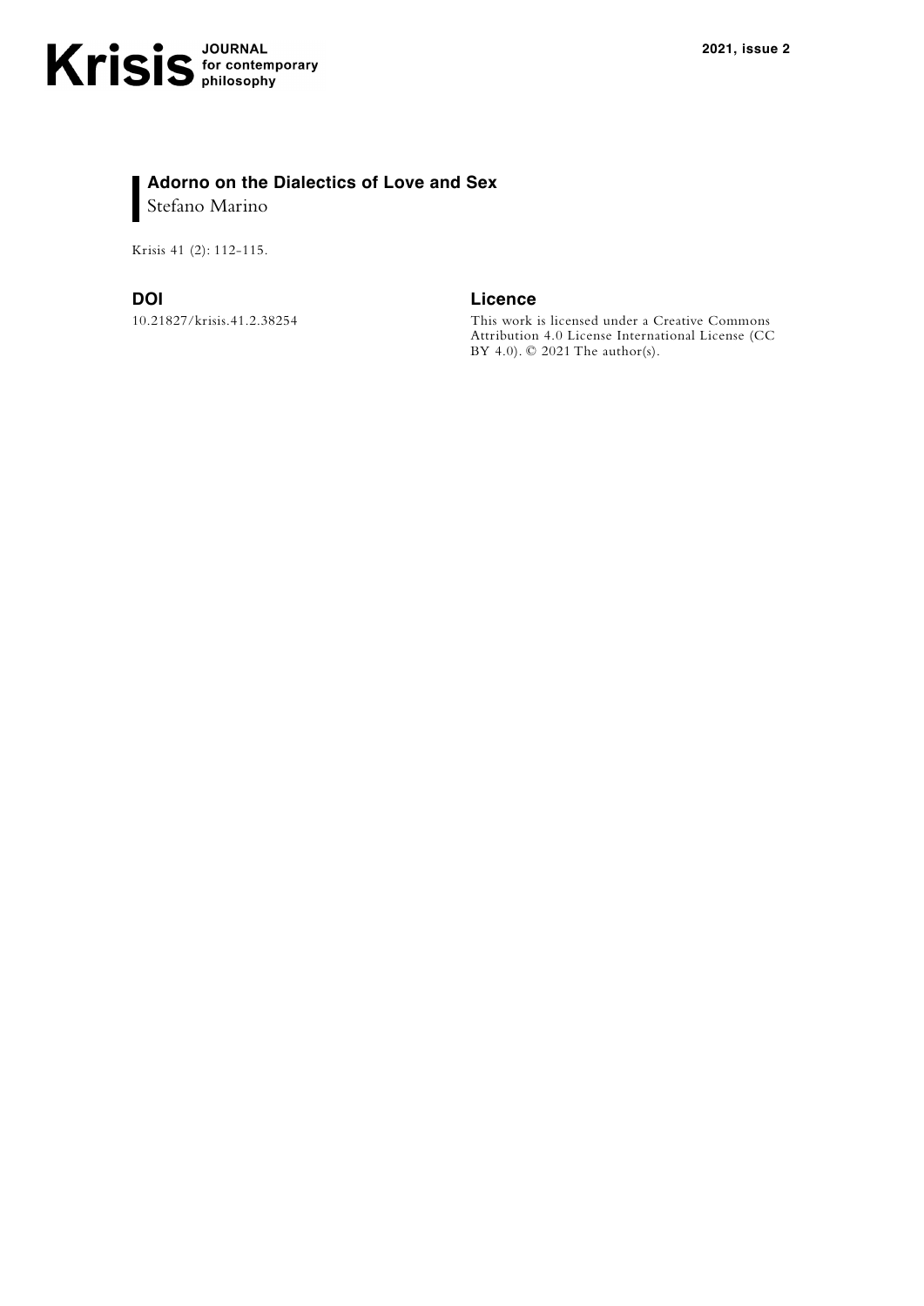# Adorno on the Dialectics of Love and Sex

Stefano Marino

Krisis 41 (2): 112-115.

## DOI

10.21827/krisis.41.2.38254

## Licence

This work is licensed under a Creative Commons Attribution 4.0 License International License (CC BY 4.0). © 2021 The author(s).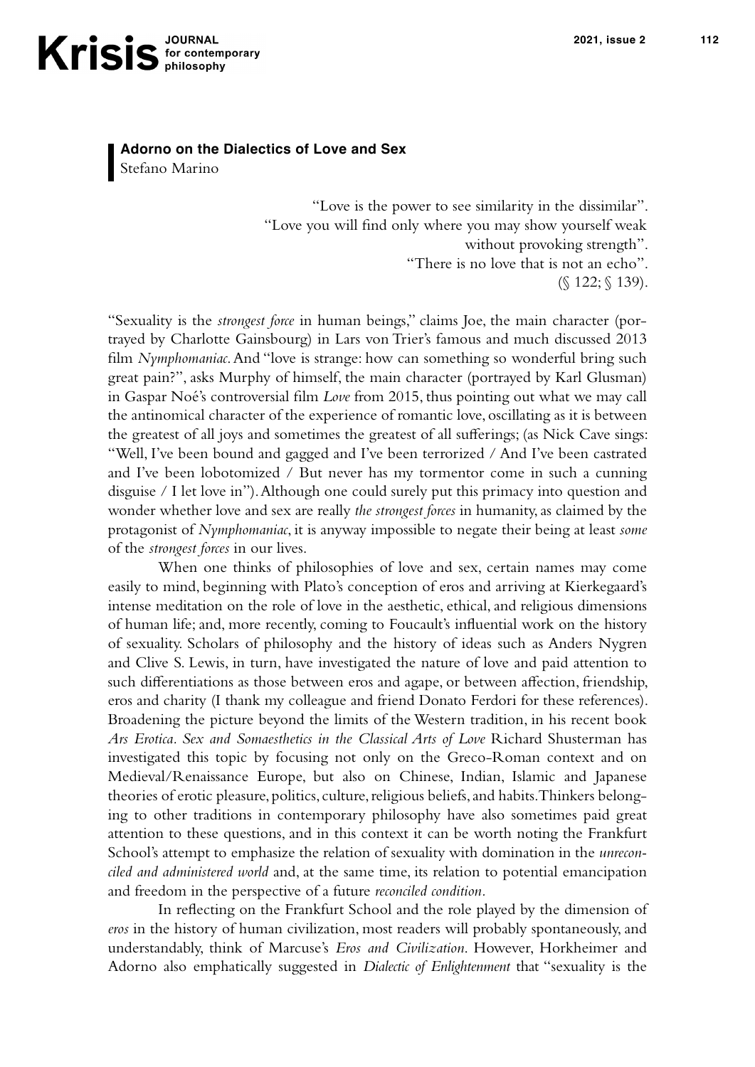**Adorno on the Dialectics of Love and Sex**
Stefano Marino

"Love is the power to see similarity in the dissimilar".
"Love you will find only where you may show yourself weak without provoking strength".
"There is no love that is not an echo".
(§ 122; § 139).

"Sexuality is the *strongest force* in human beings," claims Joe, the main character (portrayed by Charlotte Gainsbourg) in Lars von Trier's famous and much discussed 2013 film *Nymphomaniac*. And "love is strange: how can something so wonderful bring such great pain?", asks Murphy of himself, the main character (portrayed by Karl Glusman) in Gaspar Noé's controversial film *Love* from 2015, thus pointing out what we may call the antinomical character of the experience of romantic love, oscillating as it is between the greatest of all joys and sometimes the greatest of all sufferings; (as Nick Cave sings: "Well, I've been bound and gagged and I've been terrorized / And I've been castrated and I've been lobotomized / But never has my tormentor come in such a cunning disguise / I let love in"). Although one could surely put this primacy into question and wonder whether love and sex are really *the strongest forces* in humanity, as claimed by the protagonist of *Nymphomaniac*, it is anyway impossible to negate their being at least *some* of the *strongest forces* in our lives.

When one thinks of philosophies of love and sex, certain names may come easily to mind, beginning with Plato's conception of eros and arriving at Kierkegaard's intense meditation on the role of love in the aesthetic, ethical, and religious dimensions of human life; and, more recently, coming to Foucault's influential work on the history of sexuality. Scholars of philosophy and the history of ideas such as Anders Nygren and Clive S. Lewis, in turn, have investigated the nature of love and paid attention to such differentiations as those between eros and agape, or between affection, friendship, eros and charity (I thank my colleague and friend Donato Ferdori for these references). Broadening the picture beyond the limits of the Western tradition, in his recent book *Ars Erotica. Sex and Somaesthetics in the Classical Arts of Love* Richard Shusterman has investigated this topic by focusing not only on the Greco-Roman context and on Medieval/Renaissance Europe, but also on Chinese, Indian, Islamic and Japanese theories of erotic pleasure, politics, culture, religious beliefs, and habits. Thinkers belonging to other traditions in contemporary philosophy have also sometimes paid great attention to these questions, and in this context it can be worth noting the Frankfurt School's attempt to emphasize the relation of sexuality with domination in the *unreconciled and administered world* and, at the same time, its relation to potential emancipation and freedom in the perspective of a future *reconciled condition*.

In reflecting on the Frankfurt School and the role played by the dimension of *eros* in the history of human civilization, most readers will probably spontaneously, and understandably, think of Marcuse's *Eros and Civilization*. However, Horkheimer and Adorno also emphatically suggested in *Dialectic of Enlightenment* that "sexuality is the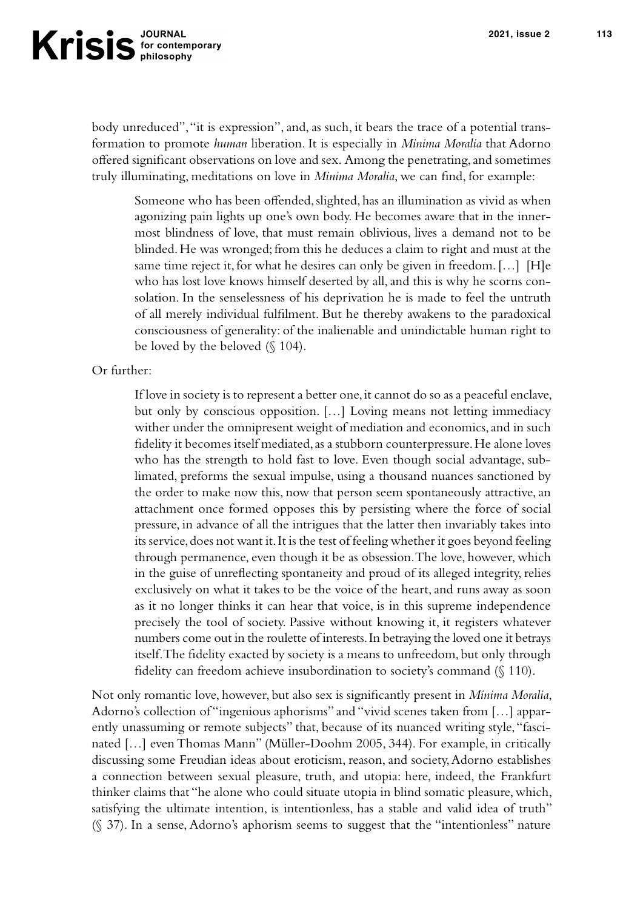body unreduced", "it is expression", and, as such, it bears the trace of a potential transformation to promote *human* liberation. It is especially in *Minima Moralia* that Adorno offered significant observations on love and sex. Among the penetrating, and sometimes truly illuminating, meditations on love in *Minima Moralia*, we can find, for example:

> Someone who has been offended, slighted, has an illumination as vivid as when agonizing pain lights up one's own body. He becomes aware that in the innermost blindness of love, that must remain oblivious, lives a demand not to be blinded. He was wronged; from this he deduces a claim to right and must at the same time reject it, for what he desires can only be given in freedom. […] [H]e who has lost love knows himself deserted by all, and this is why he scorns consolation. In the senselessness of his deprivation he is made to feel the untruth of all merely individual fulfilment. But he thereby awakens to the paradoxical consciousness of generality: of the inalienable and unindictable human right to be loved by the beloved (§ 104).

Or further:

> If love in society is to represent a better one, it cannot do so as a peaceful enclave, but only by conscious opposition. […] Loving means not letting immediacy wither under the omnipresent weight of mediation and economics, and in such fidelity it becomes itself mediated, as a stubborn counterpressure. He alone loves who has the strength to hold fast to love. Even though social advantage, sublimated, preforms the sexual impulse, using a thousand nuances sanctioned by the order to make now this, now that person seem spontaneously attractive, an attachment once formed opposes this by persisting where the force of social pressure, in advance of all the intrigues that the latter then invariably takes into its service, does not want it. It is the test of feeling whether it goes beyond feeling through permanence, even though it be as obsession. The love, however, which in the guise of unreflecting spontaneity and proud of its alleged integrity, relies exclusively on what it takes to be the voice of the heart, and runs away as soon as it no longer thinks it can hear that voice, is in this supreme independence precisely the tool of society. Passive without knowing it, it registers whatever numbers come out in the roulette of interests. In betraying the loved one it betrays itself. The fidelity exacted by society is a means to unfreedom, but only through fidelity can freedom achieve insubordination to society's command (§ 110).

Not only romantic love, however, but also sex is significantly present in *Minima Moralia*, Adorno's collection of "ingenious aphorisms" and "vivid scenes taken from […] apparently unassuming or remote subjects" that, because of its nuanced writing style, "fascinated […] even Thomas Mann" (Müller-Doohm 2005, 344). For example, in critically discussing some Freudian ideas about eroticism, reason, and society, Adorno establishes a connection between sexual pleasure, truth, and utopia: here, indeed, the Frankfurt thinker claims that "he alone who could situate utopia in blind somatic pleasure, which, satisfying the ultimate intention, is intentionless, has a stable and valid idea of truth" (§ 37). In a sense, Adorno's aphorism seems to suggest that the "intentionless" nature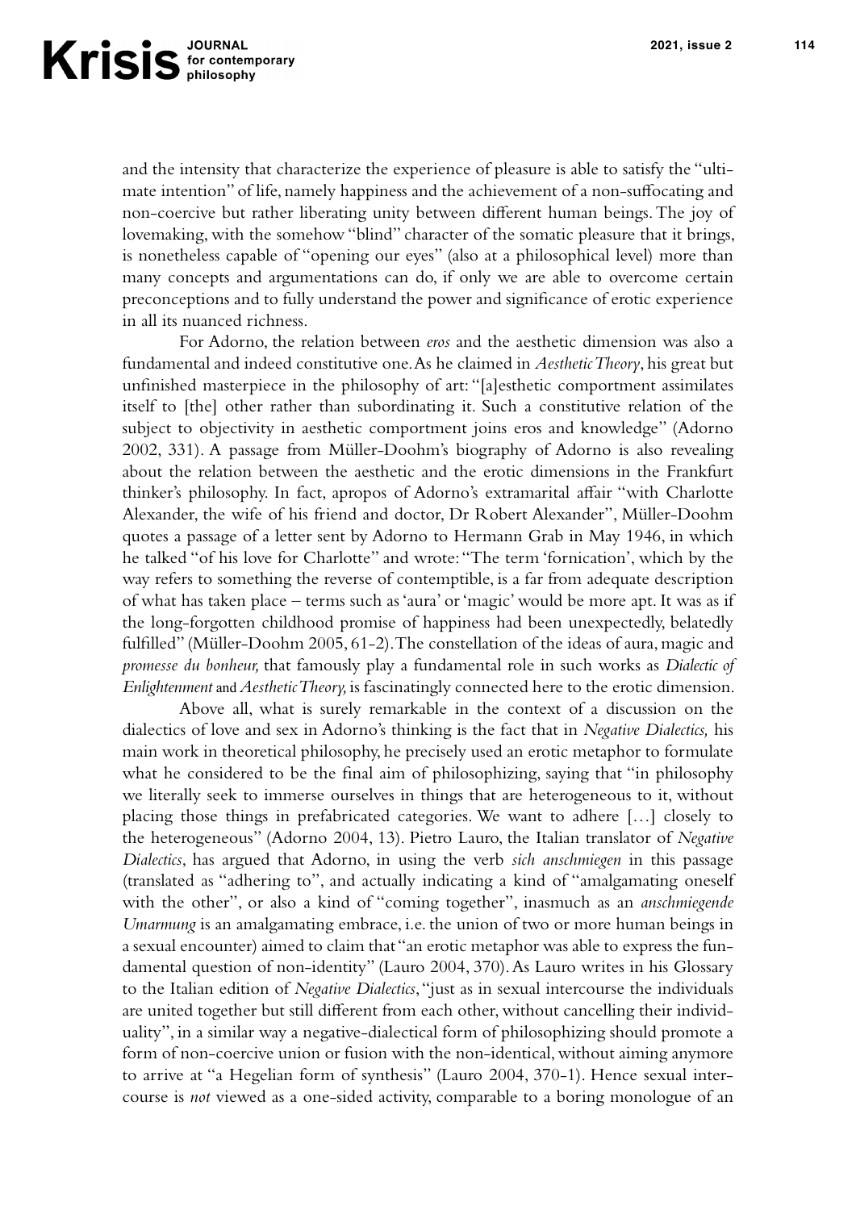and the intensity that characterize the experience of pleasure is able to satisfy the "ultimate intention" of life, namely happiness and the achievement of a non-suffocating and non-coercive but rather liberating unity between different human beings. The joy of lovemaking, with the somehow "blind" character of the somatic pleasure that it brings, is nonetheless capable of "opening our eyes" (also at a philosophical level) more than many concepts and argumentations can do, if only we are able to overcome certain preconceptions and to fully understand the power and significance of erotic experience in all its nuanced richness.

For Adorno, the relation between *eros* and the aesthetic dimension was also a fundamental and indeed constitutive one. As he claimed in *Aesthetic Theory*, his great but unfinished masterpiece in the philosophy of art: "[a]esthetic comportment assimilates itself to [the] other rather than subordinating it. Such a constitutive relation of the subject to objectivity in aesthetic comportment joins eros and knowledge" (Adorno 2002, 331). A passage from Müller-Doohm's biography of Adorno is also revealing about the relation between the aesthetic and the erotic dimensions in the Frankfurt thinker's philosophy. In fact, apropos of Adorno's extramarital affair "with Charlotte Alexander, the wife of his friend and doctor, Dr Robert Alexander", Müller-Doohm quotes a passage of a letter sent by Adorno to Hermann Grab in May 1946, in which he talked "of his love for Charlotte" and wrote: "The term 'fornication', which by the way refers to something the reverse of contemptible, is a far from adequate description of what has taken place – terms such as 'aura' or 'magic' would be more apt. It was as if the long-forgotten childhood promise of happiness had been unexpectedly, belatedly fulfilled" (Müller-Doohm 2005, 61-2). The constellation of the ideas of aura, magic and *promesse du bonheur,* that famously play a fundamental role in such works as *Dialectic of Enlightenment* and *Aesthetic Theory,* is fascinatingly connected here to the erotic dimension.

Above all, what is surely remarkable in the context of a discussion on the dialectics of love and sex in Adorno's thinking is the fact that in *Negative Dialectics,* his main work in theoretical philosophy, he precisely used an erotic metaphor to formulate what he considered to be the final aim of philosophizing, saying that "in philosophy we literally seek to immerse ourselves in things that are heterogeneous to it, without placing those things in prefabricated categories. We want to adhere […] closely to the heterogeneous" (Adorno 2004, 13). Pietro Lauro, the Italian translator of *Negative Dialectics*, has argued that Adorno, in using the verb *sich anschmiegen* in this passage (translated as "adhering to", and actually indicating a kind of "amalgamating oneself with the other", or also a kind of "coming together", inasmuch as an *anschmiegende Umarmung* is an amalgamating embrace, i.e. the union of two or more human beings in a sexual encounter) aimed to claim that "an erotic metaphor was able to express the fundamental question of non-identity" (Lauro 2004, 370). As Lauro writes in his Glossary to the Italian edition of *Negative Dialectics*, "just as in sexual intercourse the individuals are united together but still different from each other, without cancelling their individuality", in a similar way a negative-dialectical form of philosophizing should promote a form of non-coercive union or fusion with the non-identical, without aiming anymore to arrive at "a Hegelian form of synthesis" (Lauro 2004, 370-1). Hence sexual intercourse is *not* viewed as a one-sided activity, comparable to a boring monologue of an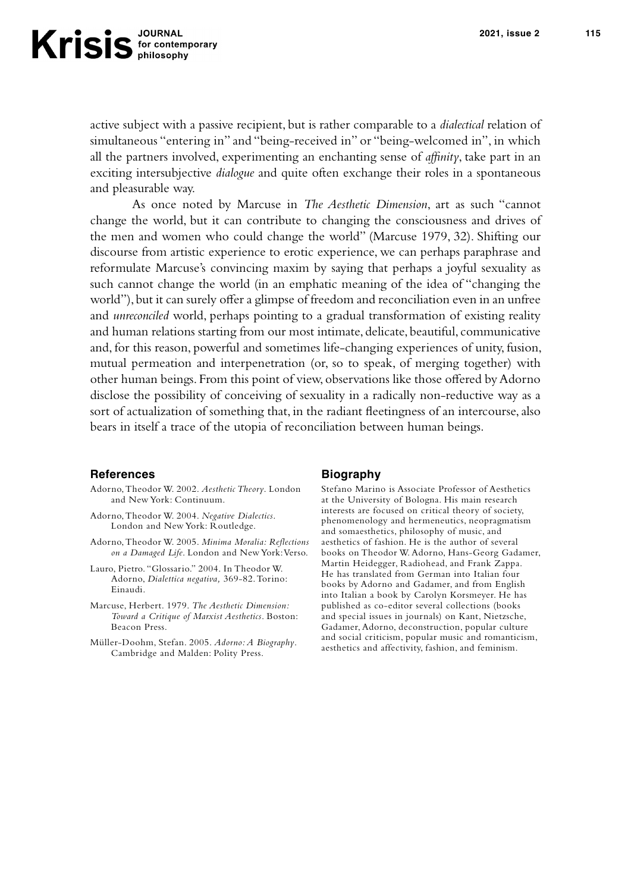active subject with a passive recipient, but is rather comparable to a *dialectical* relation of simultaneous "entering in" and "being-received in" or "being-welcomed in", in which all the partners involved, experimenting an enchanting sense of *affinity*, take part in an exciting intersubjective *dialogue* and quite often exchange their roles in a spontaneous and pleasurable way.

As once noted by Marcuse in *The Aesthetic Dimension*, art as such "cannot change the world, but it can contribute to changing the consciousness and drives of the men and women who could change the world" (Marcuse 1979, 32). Shifting our discourse from artistic experience to erotic experience, we can perhaps paraphrase and reformulate Marcuse's convincing maxim by saying that perhaps a joyful sexuality as such cannot change the world (in an emphatic meaning of the idea of "changing the world"), but it can surely offer a glimpse of freedom and reconciliation even in an unfree and *unreconciled* world, perhaps pointing to a gradual transformation of existing reality and human relations starting from our most intimate, delicate, beautiful, communicative and, for this reason, powerful and sometimes life-changing experiences of unity, fusion, mutual permeation and interpenetration (or, so to speak, of merging together) with other human beings. From this point of view, observations like those offered by Adorno disclose the possibility of conceiving of sexuality in a radically non-reductive way as a sort of actualization of something that, in the radiant fleetingness of an intercourse, also bears in itself a trace of the utopia of reconciliation between human beings.

## References

Adorno, Theodor W. 2002. *Aesthetic Theory*. London and New York: Continuum.

Adorno, Theodor W. 2004. *Negative Dialectics*. London and New York: Routledge.

Adorno, Theodor W. 2005. *Minima Moralia: Reflections on a Damaged Life*. London and New York: Verso.

Lauro, Pietro. "Glossario." 2004. In Theodor W. Adorno, *Dialettica negativa,* 369-82. Torino: Einaudi.

Marcuse, Herbert. 1979. *The Aesthetic Dimension: Toward a Critique of Marxist Aesthetics*. Boston: Beacon Press.

Müller-Doohm, Stefan. 2005. *Adorno: A Biography*. Cambridge and Malden: Polity Press.

## Biography

Stefano Marino is Associate Professor of Aesthetics at the University of Bologna. His main research interests are focused on critical theory of society, phenomenology and hermeneutics, neopragmatism and somaesthetics, philosophy of music, and aesthetics of fashion. He is the author of several books on Theodor W. Adorno, Hans-Georg Gadamer, Martin Heidegger, Radiohead, and Frank Zappa. He has translated from German into Italian four books by Adorno and Gadamer, and from English into Italian a book by Carolyn Korsmeyer. He has published as co-editor several collections (books and special issues in journals) on Kant, Nietzsche, Gadamer, Adorno, deconstruction, popular culture and social criticism, popular music and romanticism, aesthetics and affectivity, fashion, and feminism.